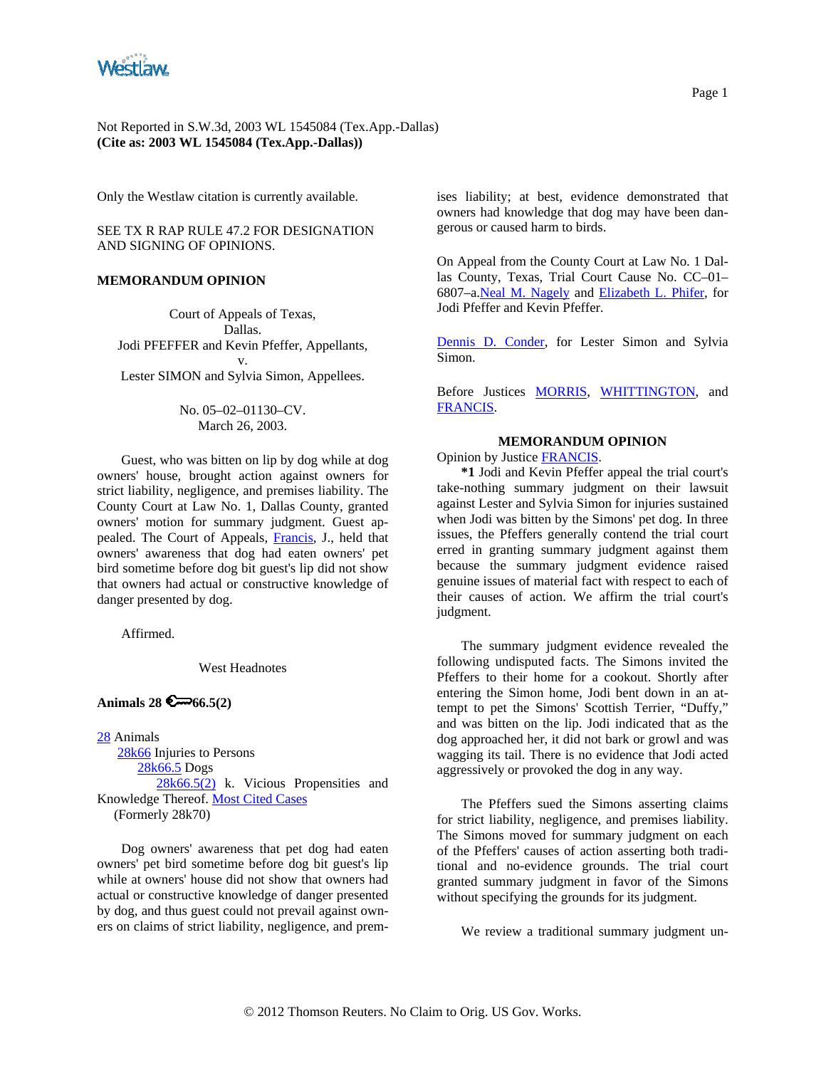Not Reported in S.W.3d, 2003 WL 1545084 (Tex.App.-Dallas)
**(Cite as: 2003 WL 1545084 (Tex.App.-Dallas))**

Only the Westlaw citation is currently available.

SEE TX R RAP RULE 47.2 FOR DESIGNATION AND SIGNING OF OPINIONS.

**MEMORANDUM OPINION**

Court of Appeals of Texas,
Dallas.
Jodi PFEFFER and Kevin Pfeffer, Appellants,
v.
Lester SIMON and Sylvia Simon, Appellees.

No. 05–02–01130–CV.
March 26, 2003.

Guest, who was bitten on lip by dog while at dog owners' house, brought action against owners for strict liability, negligence, and premises liability. The County Court at Law No. 1, Dallas County, granted owners' motion for summary judgment. Guest appealed. The Court of Appeals, Francis, J., held that owners' awareness that dog had eaten owners' pet bird sometime before dog bit guest's lip did not show that owners had actual or constructive knowledge of danger presented by dog.

Affirmed.

West Headnotes

**Animals 28 66.5(2)**

28 Animals
28k66 Injuries to Persons
28k66.5 Dogs
28k66.5(2) k. Vicious Propensities and Knowledge Thereof. Most Cited Cases
(Formerly 28k70)

Dog owners' awareness that pet dog had eaten owners' pet bird sometime before dog bit guest's lip while at owners' house did not show that owners had actual or constructive knowledge of danger presented by dog, and thus guest could not prevail against owners on claims of strict liability, negligence, and premises liability; at best, evidence demonstrated that owners had knowledge that dog may have been dangerous or caused harm to birds.

On Appeal from the County Court at Law No. 1 Dallas County, Texas, Trial Court Cause No. CC–01–6807–a.Neal M. Nagely and Elizabeth L. Phifer, for Jodi Pfeffer and Kevin Pfeffer.

Dennis D. Conder, for Lester Simon and Sylvia Simon.

Before Justices MORRIS, WHITTINGTON, and FRANCIS.

**MEMORANDUM OPINION**

Opinion by Justice FRANCIS.

**\*1** Jodi and Kevin Pfeffer appeal the trial court's take-nothing summary judgment on their lawsuit against Lester and Sylvia Simon for injuries sustained when Jodi was bitten by the Simons' pet dog. In three issues, the Pfeffers generally contend the trial court erred in granting summary judgment against them because the summary judgment evidence raised genuine issues of material fact with respect to each of their causes of action. We affirm the trial court's judgment.

The summary judgment evidence revealed the following undisputed facts. The Simons invited the Pfeffers to their home for a cookout. Shortly after entering the Simon home, Jodi bent down in an attempt to pet the Simons' Scottish Terrier, "Duffy," and was bitten on the lip. Jodi indicated that as the dog approached her, it did not bark or growl and was wagging its tail. There is no evidence that Jodi acted aggressively or provoked the dog in any way.

The Pfeffers sued the Simons asserting claims for strict liability, negligence, and premises liability. The Simons moved for summary judgment on each of the Pfeffers' causes of action asserting both traditional and no-evidence grounds. The trial court granted summary judgment in favor of the Simons without specifying the grounds for its judgment.

We review a traditional summary judgment un-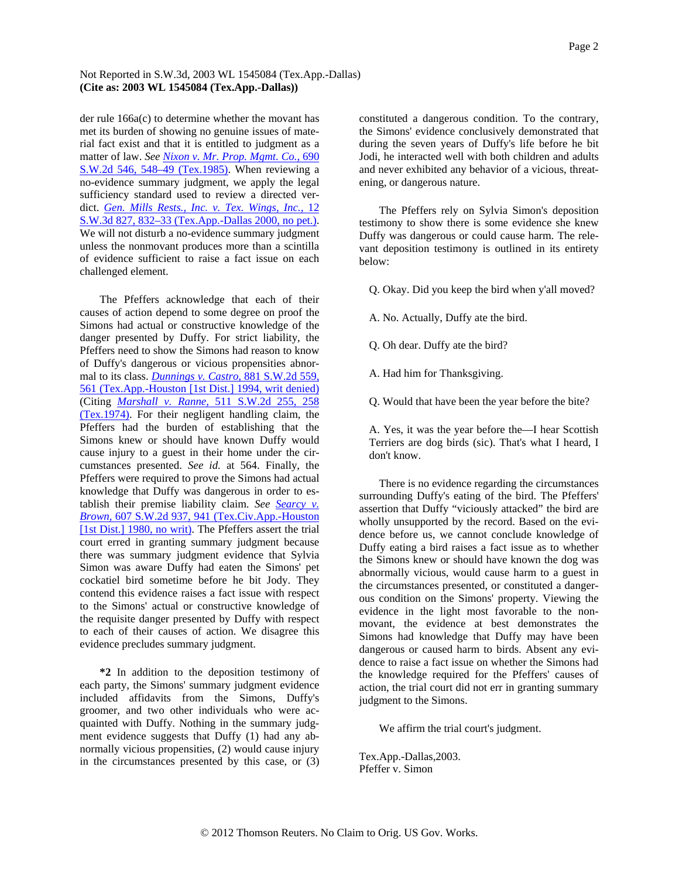der rule 166a(c) to determine whether the movant has met its burden of showing no genuine issues of material fact exist and that it is entitled to judgment as a matter of law. *See Nixon v. Mr. Prop. Mgmt. Co.,* 690 S.W.2d 546, 548–49 (Tex.1985). When reviewing a no-evidence summary judgment, we apply the legal sufficiency standard used to review a directed verdict. *Gen. Mills Rests., Inc. v. Tex. Wings, Inc.,* 12 S.W.3d 827, 832–33 (Tex.App.-Dallas 2000, no pet.). We will not disturb a no-evidence summary judgment unless the nonmovant produces more than a scintilla of evidence sufficient to raise a fact issue on each challenged element.

The Pfeffers acknowledge that each of their causes of action depend to some degree on proof the Simons had actual or constructive knowledge of the danger presented by Duffy. For strict liability, the Pfeffers need to show the Simons had reason to know of Duffy's dangerous or vicious propensities abnormal to its class. *Dunnings v. Castro,* 881 S.W.2d 559, 561 (Tex.App.-Houston [1st Dist.] 1994, writ denied) (Citing *Marshall v. Ranne,* 511 S.W.2d 255, 258 (Tex.1974). For their negligent handling claim, the Pfeffers had the burden of establishing that the Simons knew or should have known Duffy would cause injury to a guest in their home under the circumstances presented. *See id.* at 564. Finally, the Pfeffers were required to prove the Simons had actual knowledge that Duffy was dangerous in order to establish their premise liability claim. *See Searcy v. Brown,* 607 S.W.2d 937, 941 (Tex.Civ.App.-Houston [1st Dist.] 1980, no writ). The Pfeffers assert the trial court erred in granting summary judgment because there was summary judgment evidence that Sylvia Simon was aware Duffy had eaten the Simons' pet cockatiel bird sometime before he bit Jody. They contend this evidence raises a fact issue with respect to the Simons' actual or constructive knowledge of the requisite danger presented by Duffy with respect to each of their causes of action. We disagree this evidence precludes summary judgment.

**\*2** In addition to the deposition testimony of each party, the Simons' summary judgment evidence included affidavits from the Simons, Duffy's groomer, and two other individuals who were acquainted with Duffy. Nothing in the summary judgment evidence suggests that Duffy (1) had any abnormally vicious propensities, (2) would cause injury in the circumstances presented by this case, or (3) constituted a dangerous condition. To the contrary, the Simons' evidence conclusively demonstrated that during the seven years of Duffy's life before he bit Jodi, he interacted well with both children and adults and never exhibited any behavior of a vicious, threatening, or dangerous nature.

The Pfeffers rely on Sylvia Simon's deposition testimony to show there is some evidence she knew Duffy was dangerous or could cause harm. The relevant deposition testimony is outlined in its entirety below:

Q. Okay. Did you keep the bird when y'all moved?

A. No. Actually, Duffy ate the bird.

Q. Oh dear. Duffy ate the bird?

A. Had him for Thanksgiving.

Q. Would that have been the year before the bite?

A. Yes, it was the year before the—I hear Scottish Terriers are dog birds (sic). That's what I heard, I don't know.

There is no evidence regarding the circumstances surrounding Duffy's eating of the bird. The Pfeffers' assertion that Duffy "viciously attacked" the bird are wholly unsupported by the record. Based on the evidence before us, we cannot conclude knowledge of Duffy eating a bird raises a fact issue as to whether the Simons knew or should have known the dog was abnormally vicious, would cause harm to a guest in the circumstances presented, or constituted a dangerous condition on the Simons' property. Viewing the evidence in the light most favorable to the nonmovant, the evidence at best demonstrates the Simons had knowledge that Duffy may have been dangerous or caused harm to birds. Absent any evidence to raise a fact issue on whether the Simons had the knowledge required for the Pfeffers' causes of action, the trial court did not err in granting summary judgment to the Simons.

We affirm the trial court's judgment.

Tex.App.-Dallas,2003.
Pfeffer v. Simon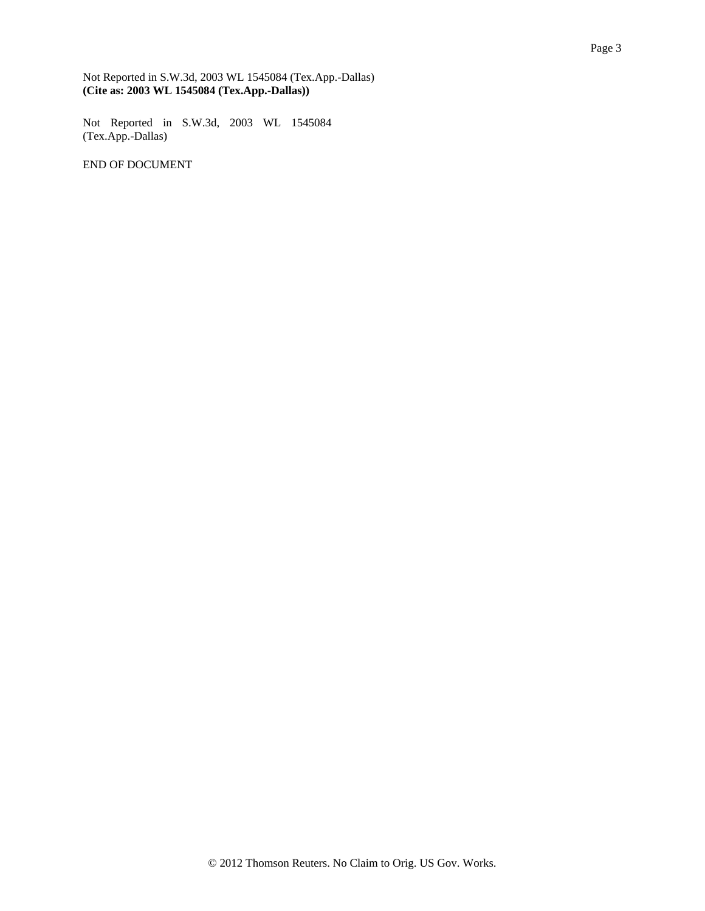Not Reported in S.W.3d, 2003 WL 1545084 (Tex.App.-Dallas)

END OF DOCUMENT